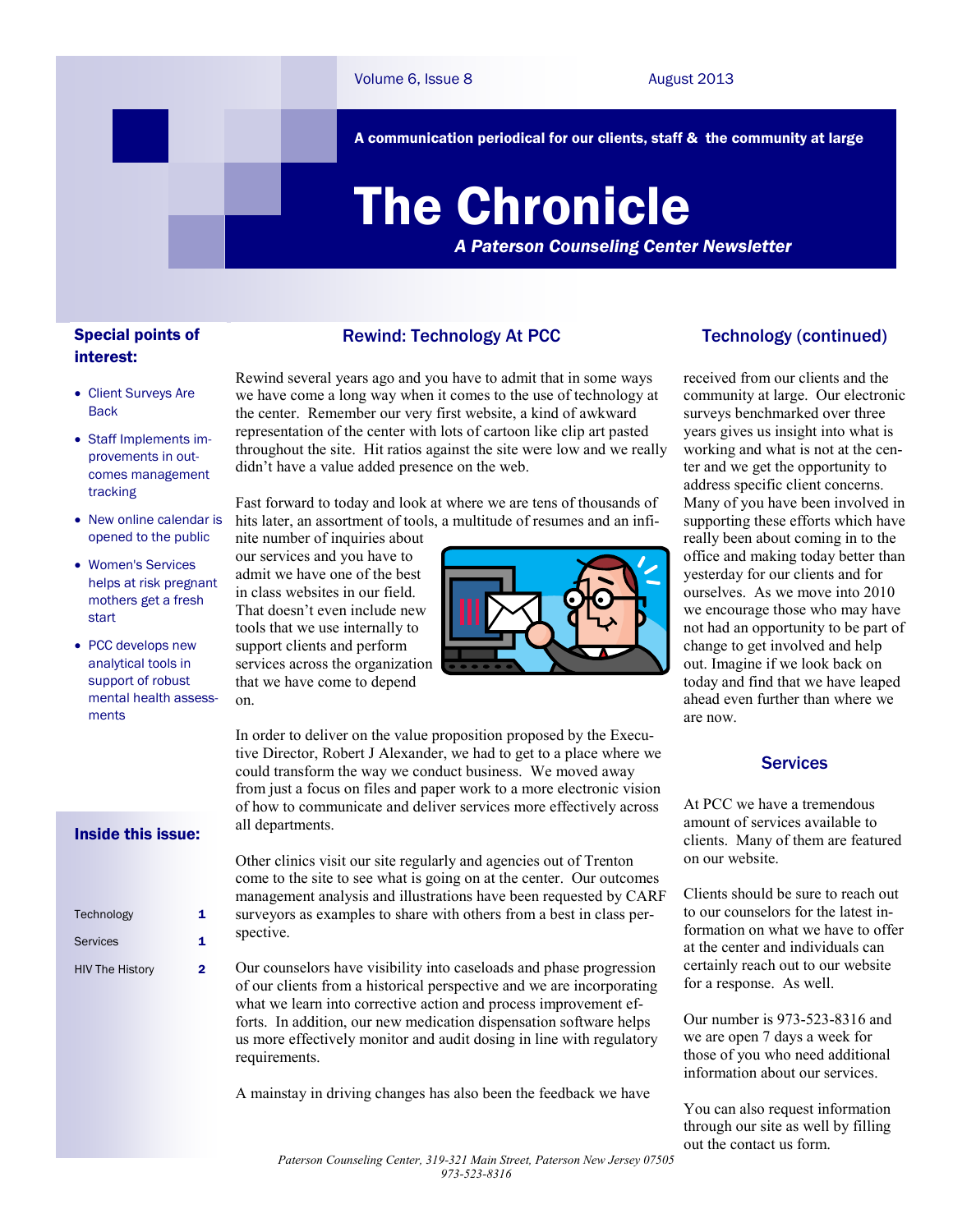# The Chronicle

*A Paterson Counseling Center Newsletter*

A communication periodical for our clients, staff & the community at large

Volume 6, Issue 8 — August 2013

**Special points of interest:**

- Client Surveys Are Back
- Staff Implements improvements in outcomes management tracking
- New online calendar is opened to the public
- Women's Services helps at risk pregnant mothers get a fresh start
- PCC develops new analytical tools in support of robust mental health assessments

**Inside this issue:**

| | |
|---|---|
| Technology | 1 |
| Services | 1 |
| HIV The History | 2 |

## Rewind: Technology At PCC

Rewind several years ago and you have to admit that in some ways we have come a long way when it comes to the use of technology at the center. Remember our very first website, a kind of awkward representation of the center with lots of cartoon like clip art pasted throughout the site. Hit ratios against the site were low and we really didn't have a value added presence on the web.

Fast forward to today and look at where we are tens of thousands of hits later, an assortment of tools, a multitude of resumes and an infinite number of inquiries about our services and you have to admit we have one of the best in class websites in our field. That doesn't even include new tools that we use internally to support clients and perform services across the organization that we have come to depend on.

In order to deliver on the value proposition proposed by the Executive Director, Robert J Alexander, we had to get to a place where we could transform the way we conduct business. We moved away from just a focus on files and paper work to a more electronic vision of how to communicate and deliver services more effectively across all departments.

Other clinics visit our site regularly and agencies out of Trenton come to the site to see what is going on at the center. Our outcomes management analysis and illustrations have been requested by CARF surveyors as examples to share with others from a best in class perspective.

Our counselors have visibility into caseloads and phase progression of our clients from a historical perspective and we are incorporating what we learn into corrective action and process improvement efforts. In addition, our new medication dispensation software helps us more effectively monitor and audit dosing in line with regulatory requirements.

A mainstay in driving changes has also been the feedback we have

## Technology (continued)

received from our clients and the community at large. Our electronic surveys benchmarked over three years gives us insight into what is working and what is not at the center and we get the opportunity to address specific client concerns. Many of you have been involved in supporting these efforts which have really been about coming in to the office and making today better than yesterday for our clients and for ourselves. As we move into 2010 we encourage those who may have not had an opportunity to be part of change to get involved and help out. Imagine if we look back on today and find that we have leaped ahead even further than where we are now.

## Services

At PCC we have a tremendous amount of services available to clients. Many of them are featured on our website.

Clients should be sure to reach out to our counselors for the latest information on what we have to offer at the center and individuals can certainly reach out to our website for a response. As well.

Our number is 973-523-8316 and we are open 7 days a week for those of you who need additional information about our services.

You can also request information through our site as well by filling out the contact us form.

*Paterson Counseling Center, 319-321 Main Street, Paterson New Jersey 07505*
*973-523-8316*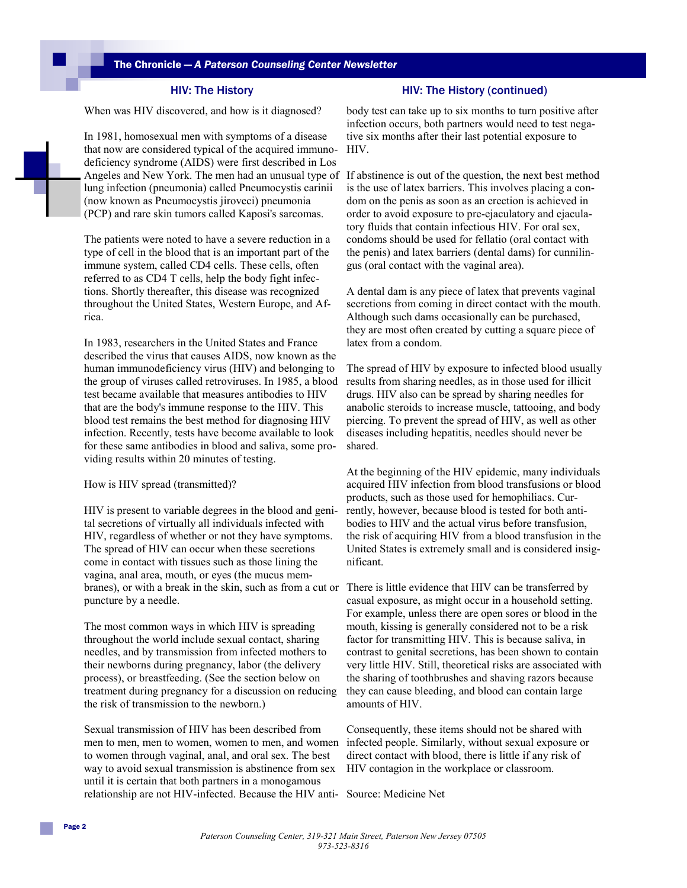## HIV: The History

When was HIV discovered, and how is it diagnosed?

In 1981, homosexual men with symptoms of a disease that now are considered typical of the acquired immunodeficiency syndrome (AIDS) were first described in Los Angeles and New York. The men had an unusual type of lung infection (pneumonia) called Pneumocystis carinii (now known as Pneumocystis jiroveci) pneumonia (PCP) and rare skin tumors called Kaposi's sarcomas.

The patients were noted to have a severe reduction in a type of cell in the blood that is an important part of the immune system, called CD4 cells. These cells, often referred to as CD4 T cells, help the body fight infections. Shortly thereafter, this disease was recognized throughout the United States, Western Europe, and Africa.

In 1983, researchers in the United States and France described the virus that causes AIDS, now known as the human immunodeficiency virus (HIV) and belonging to the group of viruses called retroviruses. In 1985, a blood test became available that measures antibodies to HIV that are the body's immune response to the HIV. This blood test remains the best method for diagnosing HIV infection. Recently, tests have become available to look for these same antibodies in blood and saliva, some providing results within 20 minutes of testing.

How is HIV spread (transmitted)?

HIV is present to variable degrees in the blood and genital secretions of virtually all individuals infected with HIV, regardless of whether or not they have symptoms. The spread of HIV can occur when these secretions come in contact with tissues such as those lining the vagina, anal area, mouth, or eyes (the mucus membranes), or with a break in the skin, such as from a cut or puncture by a needle.

The most common ways in which HIV is spreading throughout the world include sexual contact, sharing needles, and by transmission from infected mothers to their newborns during pregnancy, labor (the delivery process), or breastfeeding. (See the section below on treatment during pregnancy for a discussion on reducing the risk of transmission to the newborn.)

Sexual transmission of HIV has been described from men to men, men to women, women to men, and women to women through vaginal, anal, and oral sex. The best way to avoid sexual transmission is abstinence from sex until it is certain that both partners in a monogamous relationship are not HIV-infected. Because the HIV antibody test can take up to six months to turn positive after infection occurs, both partners would need to test negative six months after their last potential exposure to HIV.

If abstinence is out of the question, the next best method is the use of latex barriers. This involves placing a condom on the penis as soon as an erection is achieved in order to avoid exposure to pre-ejaculatory and ejaculatory fluids that contain infectious HIV. For oral sex, condoms should be used for fellatio (oral contact with the penis) and latex barriers (dental dams) for cunnilingus (oral contact with the vaginal area).

A dental dam is any piece of latex that prevents vaginal secretions from coming in direct contact with the mouth. Although such dams occasionally can be purchased, they are most often created by cutting a square piece of latex from a condom.

The spread of HIV by exposure to infected blood usually results from sharing needles, as in those used for illicit drugs. HIV also can be spread by sharing needles for anabolic steroids to increase muscle, tattooing, and body piercing. To prevent the spread of HIV, as well as other diseases including hepatitis, needles should never be shared.

At the beginning of the HIV epidemic, many individuals acquired HIV infection from blood transfusions or blood products, such as those used for hemophiliacs. Currently, however, because blood is tested for both antibodies to HIV and the actual virus before transfusion, the risk of acquiring HIV from a blood transfusion in the United States is extremely small and is considered insignificant.

There is little evidence that HIV can be transferred by casual exposure, as might occur in a household setting. For example, unless there are open sores or blood in the mouth, kissing is generally considered not to be a risk factor for transmitting HIV. This is because saliva, in contrast to genital secretions, has been shown to contain very little HIV. Still, theoretical risks are associated with the sharing of toothbrushes and shaving razors because they can cause bleeding, and blood can contain large amounts of HIV.

Consequently, these items should not be shared with infected people. Similarly, without sexual exposure or direct contact with blood, there is little if any risk of HIV contagion in the workplace or classroom.

Source: Medicine Net